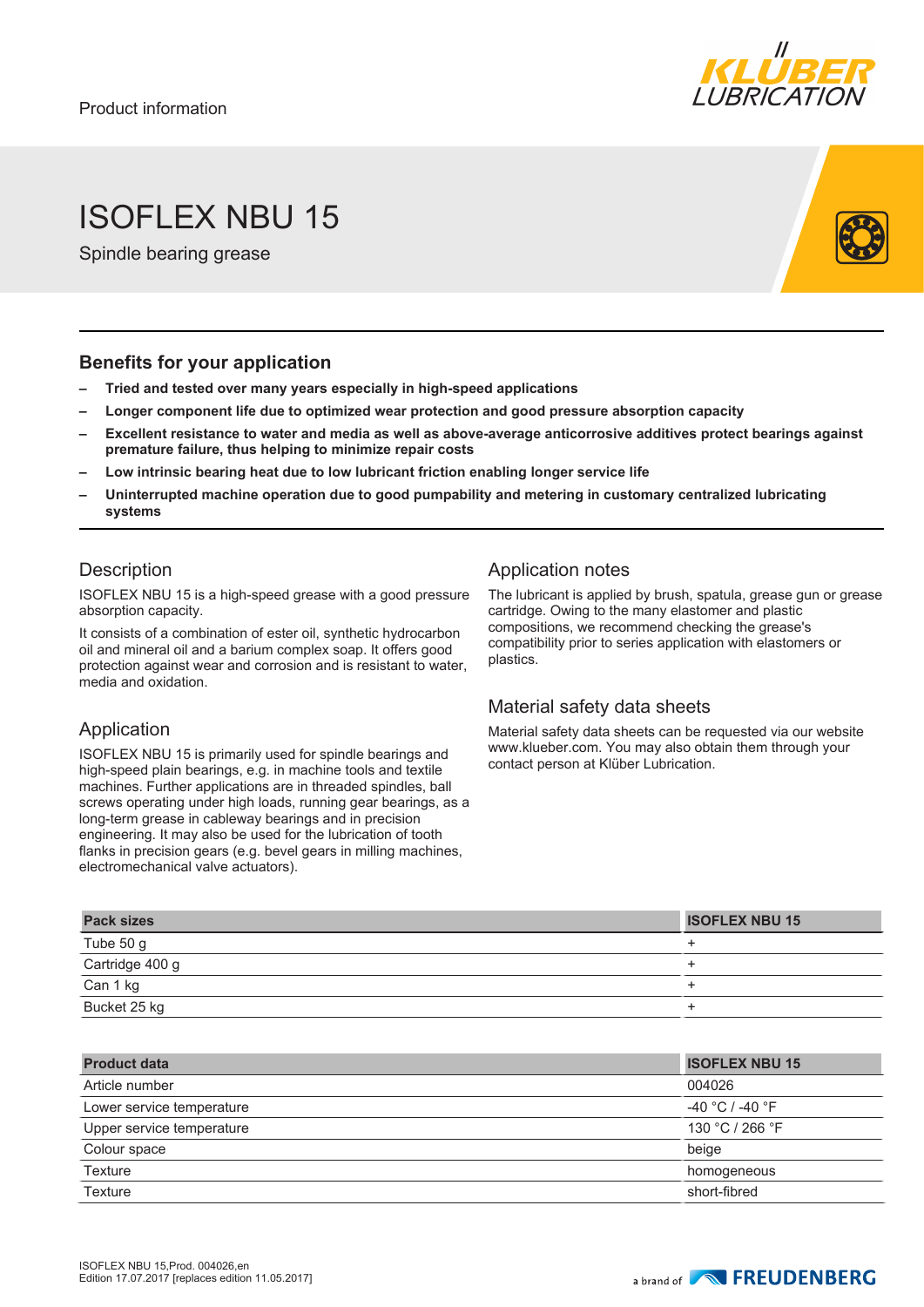Product information

# ISOFLEX NBU 15

Spindle bearing grease

## Benefits for your application

- **Tried and tested over many years especially in high-speed applications**
- **Longer component life due to optimized wear protection and good pressure absorption capacity**
- **Excellent resistance to water and media as well as above-average anticorrosive additives protect bearings against premature failure, thus helping to minimize repair costs**
- **Low intrinsic bearing heat due to low lubricant friction enabling longer service life**
- **Uninterrupted machine operation due to good pumpability and metering in customary centralized lubricating systems**

## Description

ISOFLEX NBU 15 is a high-speed grease with a good pressure absorption capacity.

It consists of a combination of ester oil, synthetic hydrocarbon oil and mineral oil and a barium complex soap. It offers good protection against wear and corrosion and is resistant to water, media and oxidation.

## Application

ISOFLEX NBU 15 is primarily used for spindle bearings and high-speed plain bearings, e.g. in machine tools and textile machines. Further applications are in threaded spindles, ball screws operating under high loads, running gear bearings, as a long-term grease in cableway bearings and in precision engineering. It may also be used for the lubrication of tooth flanks in precision gears (e.g. bevel gears in milling machines, electromechanical valve actuators).

## Application notes

The lubricant is applied by brush, spatula, grease gun or grease cartridge. Owing to the many elastomer and plastic compositions, we recommend checking the grease's compatibility prior to series application with elastomers or plastics.

## Material safety data sheets

Material safety data sheets can be requested via our website www.klueber.com. You may also obtain them through your contact person at Klüber Lubrication.

| Pack sizes | ISOFLEX NBU 15 |
|---|---|
| Tube 50 g | + |
| Cartridge 400 g | + |
| Can 1 kg | + |
| Bucket 25 kg | + |

| Product data | ISOFLEX NBU 15 |
|---|---|
| Article number | 004026 |
| Lower service temperature | -40 °C / -40 °F |
| Upper service temperature | 130 °C / 266 °F |
| Colour space | beige |
| Texture | homogeneous |
| Texture | short-fibred |

ISOFLEX NBU 15,Prod. 004026,en
Edition 17.07.2017 [replaces edition 11.05.2017]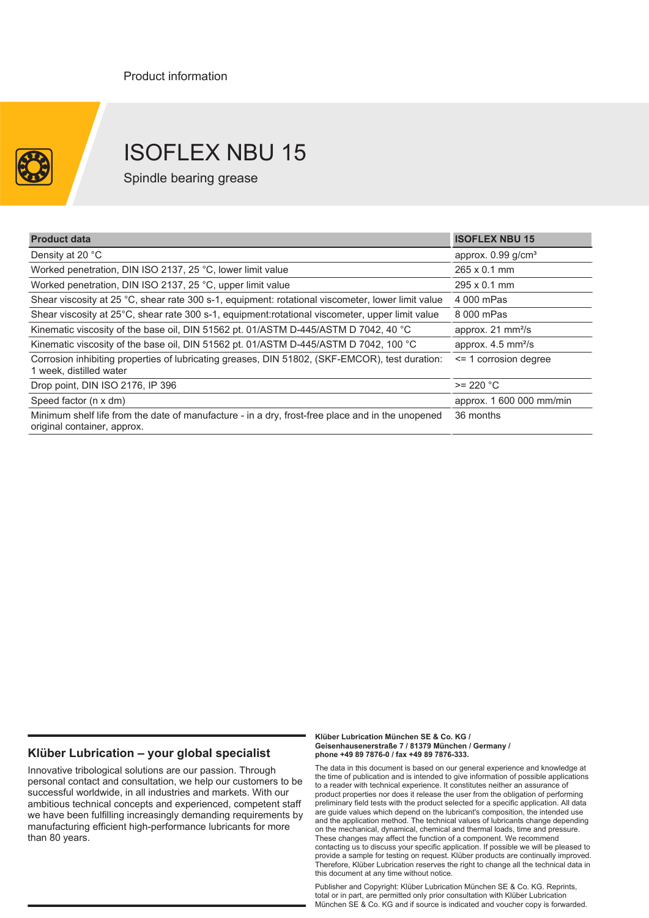Product information

# ISOFLEX NBU 15

Spindle bearing grease

| Product data | ISOFLEX NBU 15 |
| --- | --- |
| Density at 20 °C | approx. 0.99 g/cm³ |
| Worked penetration, DIN ISO 2137, 25 °C, lower limit value | 265 x 0.1 mm |
| Worked penetration, DIN ISO 2137, 25 °C, upper limit value | 295 x 0.1 mm |
| Shear viscosity at 25 °C, shear rate 300 s-1, equipment: rotational viscometer, lower limit value | 4 000 mPas |
| Shear viscosity at 25°C, shear rate 300 s-1, equipment:rotational viscometer, upper limit value | 8 000 mPas |
| Kinematic viscosity of the base oil, DIN 51562 pt. 01/ASTM D-445/ASTM D 7042, 40 °C | approx. 21 mm²/s |
| Kinematic viscosity of the base oil, DIN 51562 pt. 01/ASTM D-445/ASTM D 7042, 100 °C | approx. 4.5 mm²/s |
| Corrosion inhibiting properties of lubricating greases, DIN 51802, (SKF-EMCOR), test duration: 1 week, distilled water | <= 1 corrosion degree |
| Drop point, DIN ISO 2176, IP 396 | >= 220 °C |
| Speed factor (n x dm) | approx. 1 600 000 mm/min |
| Minimum shelf life from the date of manufacture - in a dry, frost-free place and in the unopened original container, approx. | 36 months |

## Klüber Lubrication – your global specialist

Innovative tribological solutions are our passion. Through personal contact and consultation, we help our customers to be successful worldwide, in all industries and markets. With our ambitious technical concepts and experienced, competent staff we have been fulfilling increasingly demanding requirements by manufacturing efficient high-performance lubricants for more than 80 years.

**Klüber Lubrication München SE & Co. KG / Geisenhausenerstraße 7 / 81379 München / Germany / phone +49 89 7876-0 / fax +49 89 7876-333.**

The data in this document is based on our general experience and knowledge at the time of publication and is intended to give information of possible applications to a reader with technical experience. It constitutes neither an assurance of product properties nor does it release the user from the obligation of performing preliminary field tests with the product selected for a specific application. All data are guide values which depend on the lubricant's composition, the intended use and the application method. The technical values of lubricants change depending on the mechanical, dynamical, chemical and thermal loads, time and pressure. These changes may affect the function of a component. We recommend contacting us to discuss your specific application. If possible we will be pleased to provide a sample for testing on request. Klüber products are continually improved. Therefore, Klüber Lubrication reserves the right to change all the technical data in this document at any time without notice.

Publisher and Copyright: Klüber Lubrication München SE & Co. KG. Reprints, total or in part, are permitted only prior consultation with Klüber Lubrication München SE & Co. KG and if source is indicated and voucher copy is forwarded.